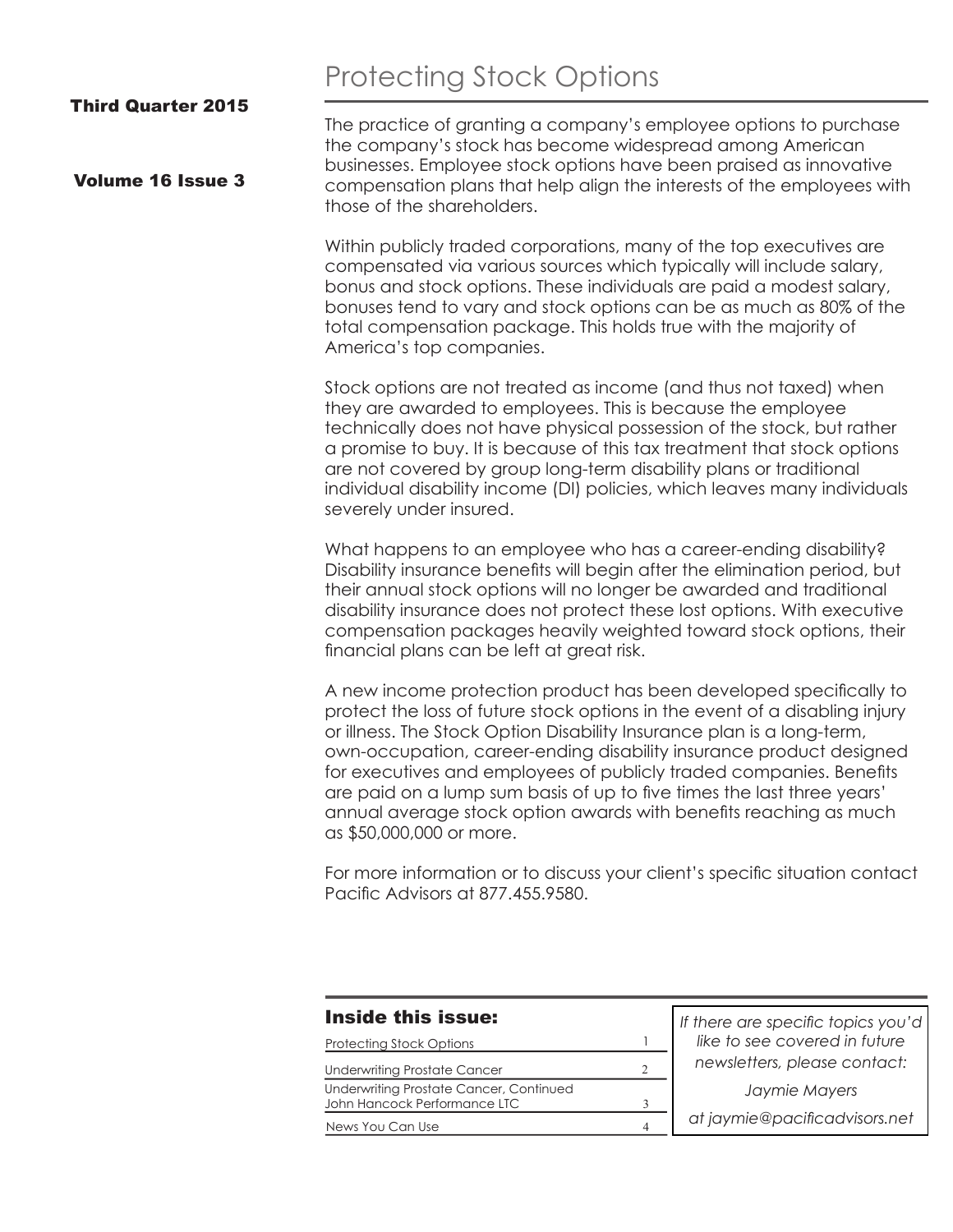# Protecting Stock Options

**Third Quarter 2015**

**Volume 16 Issue 3**

The practice of granting a company's employee options to purchase the company's stock has become widespread among American businesses. Employee stock options have been praised as innovative compensation plans that help align the interests of the employees with those of the shareholders.

Within publicly traded corporations, many of the top executives are compensated via various sources which typically will include salary, bonus and stock options. These individuals are paid a modest salary, bonuses tend to vary and stock options can be as much as 80% of the total compensation package. This holds true with the majority of America's top companies.

Stock options are not treated as income (and thus not taxed) when they are awarded to employees. This is because the employee technically does not have physical possession of the stock, but rather a promise to buy. It is because of this tax treatment that stock options are not covered by group long-term disability plans or traditional individual disability income (DI) policies, which leaves many individuals severely under insured.

What happens to an employee who has a career-ending disability? Disability insurance benefits will begin after the elimination period, but their annual stock options will no longer be awarded and traditional disability insurance does not protect these lost options. With executive compensation packages heavily weighted toward stock options, their financial plans can be left at great risk.

A new income protection product has been developed specifically to protect the loss of future stock options in the event of a disabling injury or illness. The Stock Option Disability Insurance plan is a long-term, own-occupation, career-ending disability insurance product designed for executives and employees of publicly traded companies. Benefits are paid on a lump sum basis of up to five times the last three years' annual average stock option awards with benefits reaching as much as $50,000,000 or more.

For more information or to discuss your client's specific situation contact Pacific Advisors at 877.455.9580.

## Inside this issue:

| Article | Page |
|---|---|
| Protecting Stock Options | 1 |
| Underwriting Prostate Cancer | 2 |
| Underwriting Prostate Cancer, Continued<br>John Hancock Performance LTC | 3 |
| News You Can Use | 4 |

*If there are specific topics you'd like to see covered in future newsletters, please contact:*

*Jaymie Mayers*

*at jaymie@pacificadvisors.net*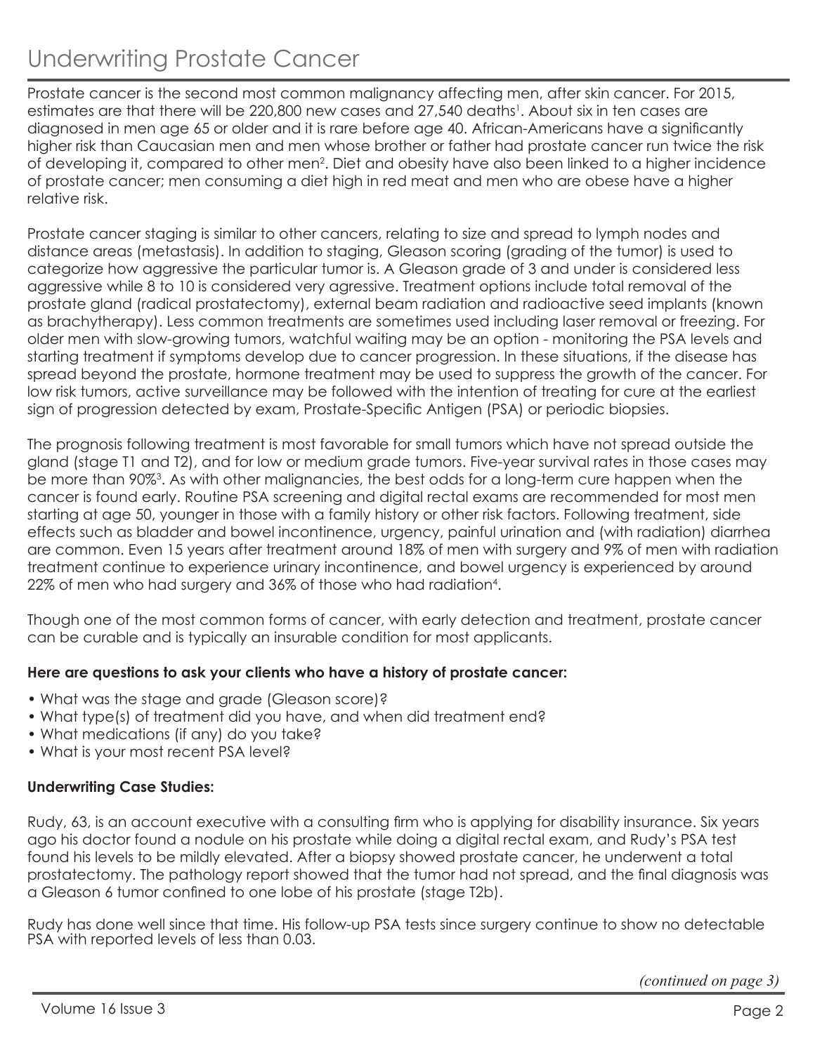# Underwriting Prostate Cancer

Prostate cancer is the second most common malignancy affecting men, after skin cancer. For 2015, estimates are that there will be 220,800 new cases and 27,540 deaths[1]. About six in ten cases are diagnosed in men age 65 or older and it is rare before age 40. African-Americans have a significantly higher risk than Caucasian men and men whose brother or father had prostate cancer run twice the risk of developing it, compared to other men[2]. Diet and obesity have also been linked to a higher incidence of prostate cancer; men consuming a diet high in red meat and men who are obese have a higher relative risk.

Prostate cancer staging is similar to other cancers, relating to size and spread to lymph nodes and distance areas (metastasis). In addition to staging, Gleason scoring (grading of the tumor) is used to categorize how aggressive the particular tumor is. A Gleason grade of 3 and under is considered less aggressive while 8 to 10 is considered very agressive. Treatment options include total removal of the prostate gland (radical prostatectomy), external beam radiation and radioactive seed implants (known as brachytherapy). Less common treatments are sometimes used including laser removal or freezing. For older men with slow-growing tumors, watchful waiting may be an option - monitoring the PSA levels and starting treatment if symptoms develop due to cancer progression. In these situations, if the disease has spread beyond the prostate, hormone treatment may be used to suppress the growth of the cancer. For low risk tumors, active surveillance may be followed with the intention of treating for cure at the earliest sign of progression detected by exam, Prostate-Specific Antigen (PSA) or periodic biopsies.

The prognosis following treatment is most favorable for small tumors which have not spread outside the gland (stage T1 and T2), and for low or medium grade tumors. Five-year survival rates in those cases may be more than 90%[3]. As with other malignancies, the best odds for a long-term cure happen when the cancer is found early. Routine PSA screening and digital rectal exams are recommended for most men starting at age 50, younger in those with a family history or other risk factors. Following treatment, side effects such as bladder and bowel incontinence, urgency, painful urination and (with radiation) diarrhea are common. Even 15 years after treatment around 18% of men with surgery and 9% of men with radiation treatment continue to experience urinary incontinence, and bowel urgency is experienced by around 22% of men who had surgery and 36% of those who had radiation[4].

Though one of the most common forms of cancer, with early detection and treatment, prostate cancer can be curable and is typically an insurable condition for most applicants.

**Here are questions to ask your clients who have a history of prostate cancer:**

- What was the stage and grade (Gleason score)?
- What type(s) of treatment did you have, and when did treatment end?
- What medications (if any) do you take?
- What is your most recent PSA level?

**Underwriting Case Studies:**

Rudy, 63, is an account executive with a consulting firm who is applying for disability insurance. Six years ago his doctor found a nodule on his prostate while doing a digital rectal exam, and Rudy's PSA test found his levels to be mildly elevated. After a biopsy showed prostate cancer, he underwent a total prostatectomy. The pathology report showed that the tumor had not spread, and the final diagnosis was a Gleason 6 tumor confined to one lobe of his prostate (stage T2b).

Rudy has done well since that time. His follow-up PSA tests since surgery continue to show no detectable PSA with reported levels of less than 0.03.

*(continued on page 3)*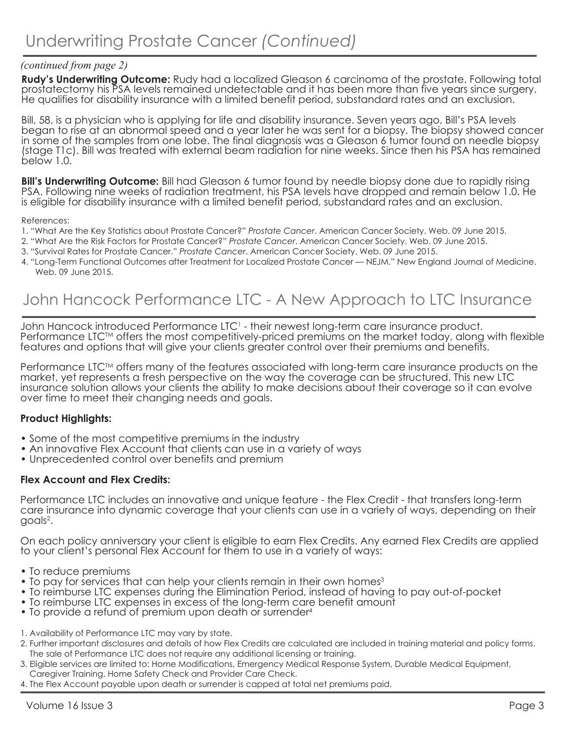# Underwriting Prostate Cancer *(Continued)*

*(continued from page 2)*

**Rudy's Underwriting Outcome:** Rudy had a localized Gleason 6 carcinoma of the prostate. Following total prostatectomy his PSA levels remained undetectable and it has been more than five years since surgery. He qualifies for disability insurance with a limited benefit period, substandard rates and an exclusion.

Bill, 58, is a physician who is applying for life and disability insurance. Seven years ago, Bill's PSA levels began to rise at an abnormal speed and a year later he was sent for a biopsy. The biopsy showed cancer in some of the samples from one lobe. The final diagnosis was a Gleason 6 tumor found on needle biopsy (stage T1c). Bill was treated with external beam radiation for nine weeks. Since then his PSA has remained below 1.0.

**Bill's Underwriting Outcome:** Bill had Gleason 6 tumor found by needle biopsy done due to rapidly rising PSA. Following nine weeks of radiation treatment, his PSA levels have dropped and remain below 1.0. He is eligible for disability insurance with a limited benefit period, substandard rates and an exclusion.

References:

1. "What Are the Key Statistics about Prostate Cancer?" *Prostate Cancer*. American Cancer Society. Web. 09 June 2015.
2. "What Are the Risk Factors for Prostate Cancer?" *Prostate Cancer*. American Cancer Society. Web. 09 June 2015.
3. "Survival Rates for Prostate Cancer." *Prostate Cancer*. American Cancer Society. Web. 09 June 2015.
4. "Long-Term Functional Outcomes after Treatment for Localized Prostate Cancer — NEJM." New England Journal of Medicine. Web. 09 June 2015.

# John Hancock Performance LTC - A New Approach to LTC Insurance

John Hancock introduced Performance LTC[1] - their newest long-term care insurance product. Performance LTC™ offers the most competitively-priced premiums on the market today, along with flexible features and options that will give your clients greater control over their premiums and benefits.

Performance LTC™ offers many of the features associated with long-term care insurance products on the market, yet represents a fresh perspective on the way the coverage can be structured. This new LTC insurance solution allows your clients the ability to make decisions about their coverage so it can evolve over time to meet their changing needs and goals.

**Product Highlights:**

- Some of the most competitive premiums in the industry
- An innovative Flex Account that clients can use in a variety of ways
- Unprecedented control over benefits and premium

**Flex Account and Flex Credits:**

Performance LTC includes an innovative and unique feature - the Flex Credit - that transfers long-term care insurance into dynamic coverage that your clients can use in a variety of ways, depending on their goals[2].

On each policy anniversary your client is eligible to earn Flex Credits. Any earned Flex Credits are applied to your client's personal Flex Account for them to use in a variety of ways:

- To reduce premiums
- To pay for services that can help your clients remain in their own homes[3]
- To reimburse LTC expenses during the Elimination Period, instead of having to pay out-of-pocket
- To reimburse LTC expenses in excess of the long-term care benefit amount
- To provide a refund of premium upon death or surrender[4]

1. Availability of Performance LTC may vary by state.
2. Further important disclosures and details of how Flex Credits are calculated are included in training material and policy forms. The sale of Performance LTC does not require any additional licensing or training.
3. Eligible services are limited to: Home Modifications, Emergency Medical Response System, Durable Medical Equipment, Caregiver Training, Home Safety Check and Provider Care Check.
4. The Flex Account payable upon death or surrender is capped at total net premiums paid.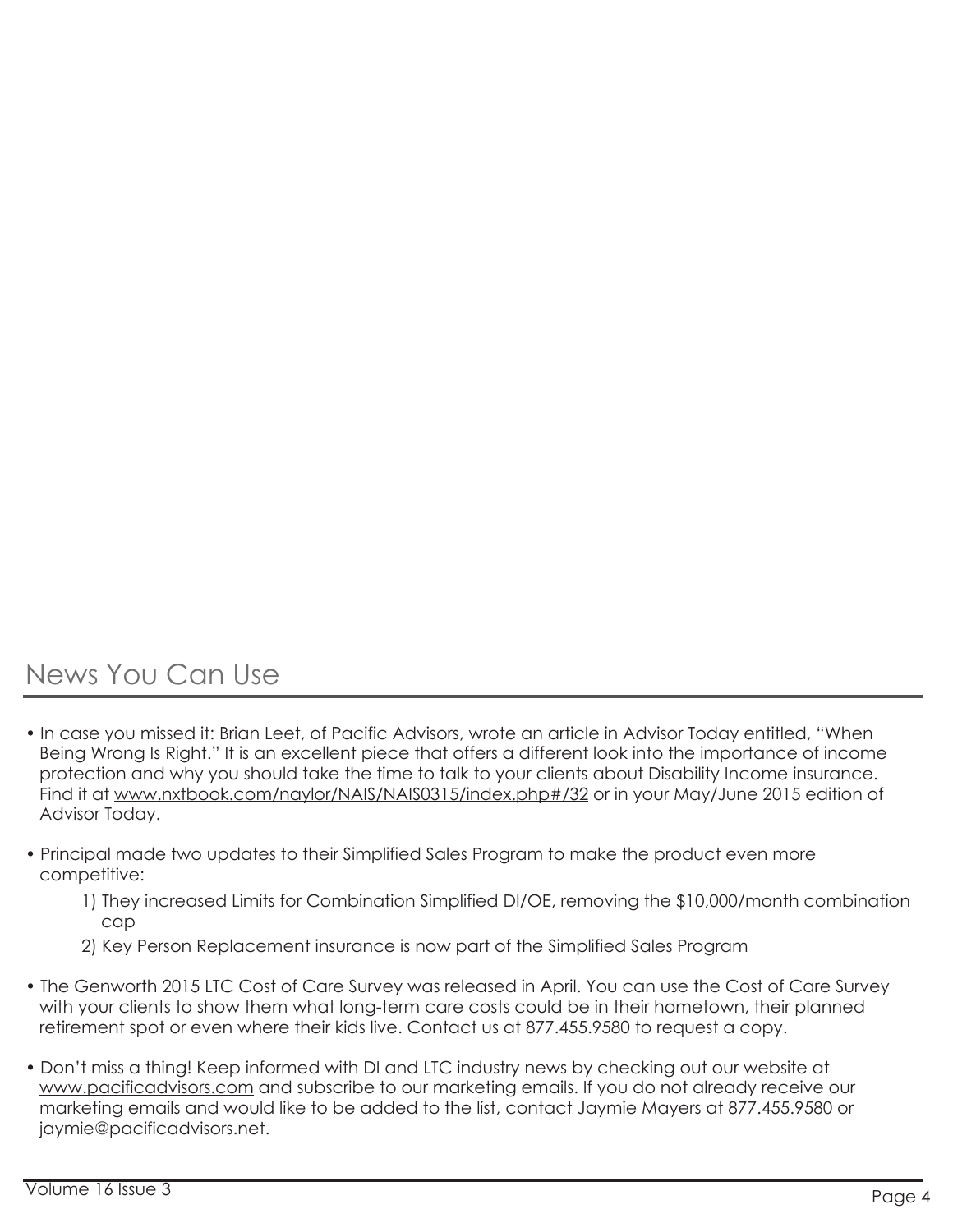## News You Can Use

- In case you missed it: Brian Leet, of Pacific Advisors, wrote an article in Advisor Today entitled, "When Being Wrong Is Right." It is an excellent piece that offers a different look into the importance of income protection and why you should take the time to talk to your clients about Disability Income insurance. Find it at www.nxtbook.com/naylor/NAIS/NAIS0315/index.php#/32 or in your May/June 2015 edition of Advisor Today.

- Principal made two updates to their Simplified Sales Program to make the product even more competitive:

  1) They increased Limits for Combination Simplified DI/OE, removing the $10,000/month combination cap
  2) Key Person Replacement insurance is now part of the Simplified Sales Program

- The Genworth 2015 LTC Cost of Care Survey was released in April. You can use the Cost of Care Survey with your clients to show them what long-term care costs could be in their hometown, their planned retirement spot or even where their kids live. Contact us at 877.455.9580 to request a copy.

- Don't miss a thing! Keep informed with DI and LTC industry news by checking out our website at www.pacificadvisors.com and subscribe to our marketing emails. If you do not already receive our marketing emails and would like to be added to the list, contact Jaymie Mayers at 877.455.9580 or jaymie@pacificadvisors.net.